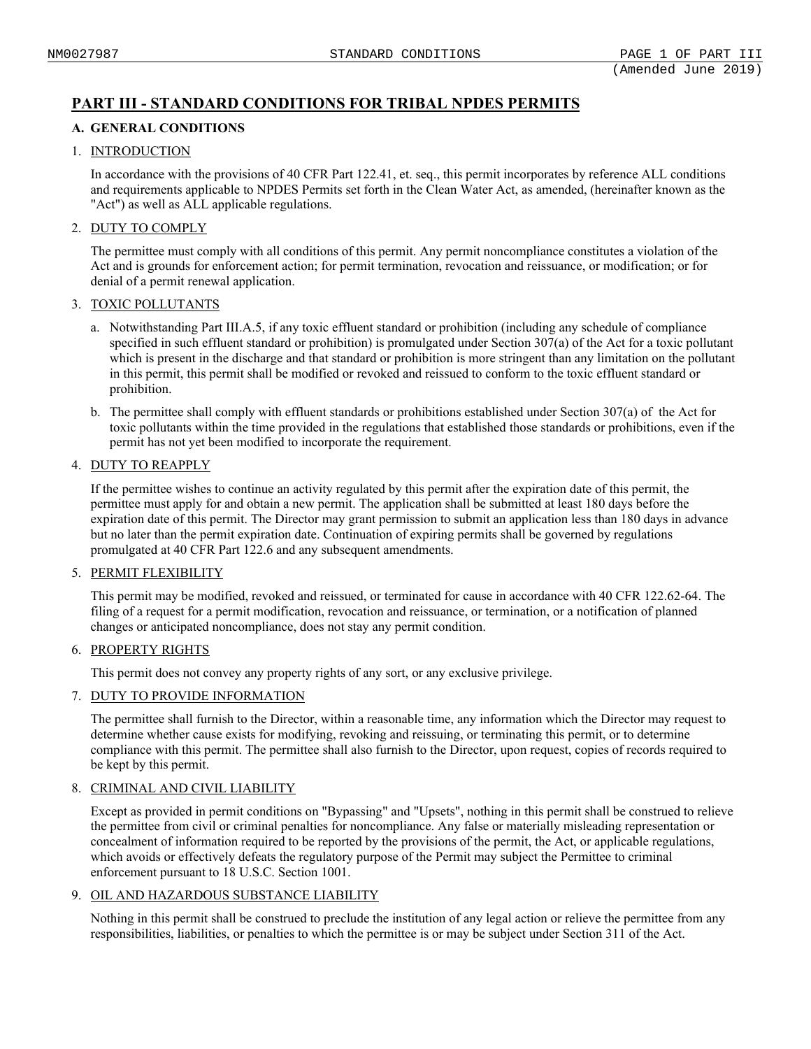## PART III - STANDARD CONDITIONS FOR TRIBAL NPDES PERMITS

### A. GENERAL CONDITIONS

1. INTRODUCTION

   In accordance with the provisions of 40 CFR Part 122.41, et. seq., this permit incorporates by reference ALL conditions and requirements applicable to NPDES Permits set forth in the Clean Water Act, as amended, (hereinafter known as the "Act") as well as ALL applicable regulations.

2. DUTY TO COMPLY

   The permittee must comply with all conditions of this permit. Any permit noncompliance constitutes a violation of the Act and is grounds for enforcement action; for permit termination, revocation and reissuance, or modification; or for denial of a permit renewal application.

3. TOXIC POLLUTANTS

   a. Notwithstanding Part III.A.5, if any toxic effluent standard or prohibition (including any schedule of compliance specified in such effluent standard or prohibition) is promulgated under Section 307(a) of the Act for a toxic pollutant which is present in the discharge and that standard or prohibition is more stringent than any limitation on the pollutant in this permit, this permit shall be modified or revoked and reissued to conform to the toxic effluent standard or prohibition.

   b. The permittee shall comply with effluent standards or prohibitions established under Section 307(a) of the Act for toxic pollutants within the time provided in the regulations that established those standards or prohibitions, even if the permit has not yet been modified to incorporate the requirement.

4. DUTY TO REAPPLY

   If the permittee wishes to continue an activity regulated by this permit after the expiration date of this permit, the permittee must apply for and obtain a new permit. The application shall be submitted at least 180 days before the expiration date of this permit. The Director may grant permission to submit an application less than 180 days in advance but no later than the permit expiration date. Continuation of expiring permits shall be governed by regulations promulgated at 40 CFR Part 122.6 and any subsequent amendments.

5. PERMIT FLEXIBILITY

   This permit may be modified, revoked and reissued, or terminated for cause in accordance with 40 CFR 122.62-64. The filing of a request for a permit modification, revocation and reissuance, or termination, or a notification of planned changes or anticipated noncompliance, does not stay any permit condition.

6. PROPERTY RIGHTS

   This permit does not convey any property rights of any sort, or any exclusive privilege.

7. DUTY TO PROVIDE INFORMATION

   The permittee shall furnish to the Director, within a reasonable time, any information which the Director may request to determine whether cause exists for modifying, revoking and reissuing, or terminating this permit, or to determine compliance with this permit. The permittee shall also furnish to the Director, upon request, copies of records required to be kept by this permit.

8. CRIMINAL AND CIVIL LIABILITY

   Except as provided in permit conditions on "Bypassing" and "Upsets", nothing in this permit shall be construed to relieve the permittee from civil or criminal penalties for noncompliance. Any false or materially misleading representation or concealment of information required to be reported by the provisions of the permit, the Act, or applicable regulations, which avoids or effectively defeats the regulatory purpose of the Permit may subject the Permittee to criminal enforcement pursuant to 18 U.S.C. Section 1001.

9. OIL AND HAZARDOUS SUBSTANCE LIABILITY

   Nothing in this permit shall be construed to preclude the institution of any legal action or relieve the permittee from any responsibilities, liabilities, or penalties to which the permittee is or may be subject under Section 311 of the Act.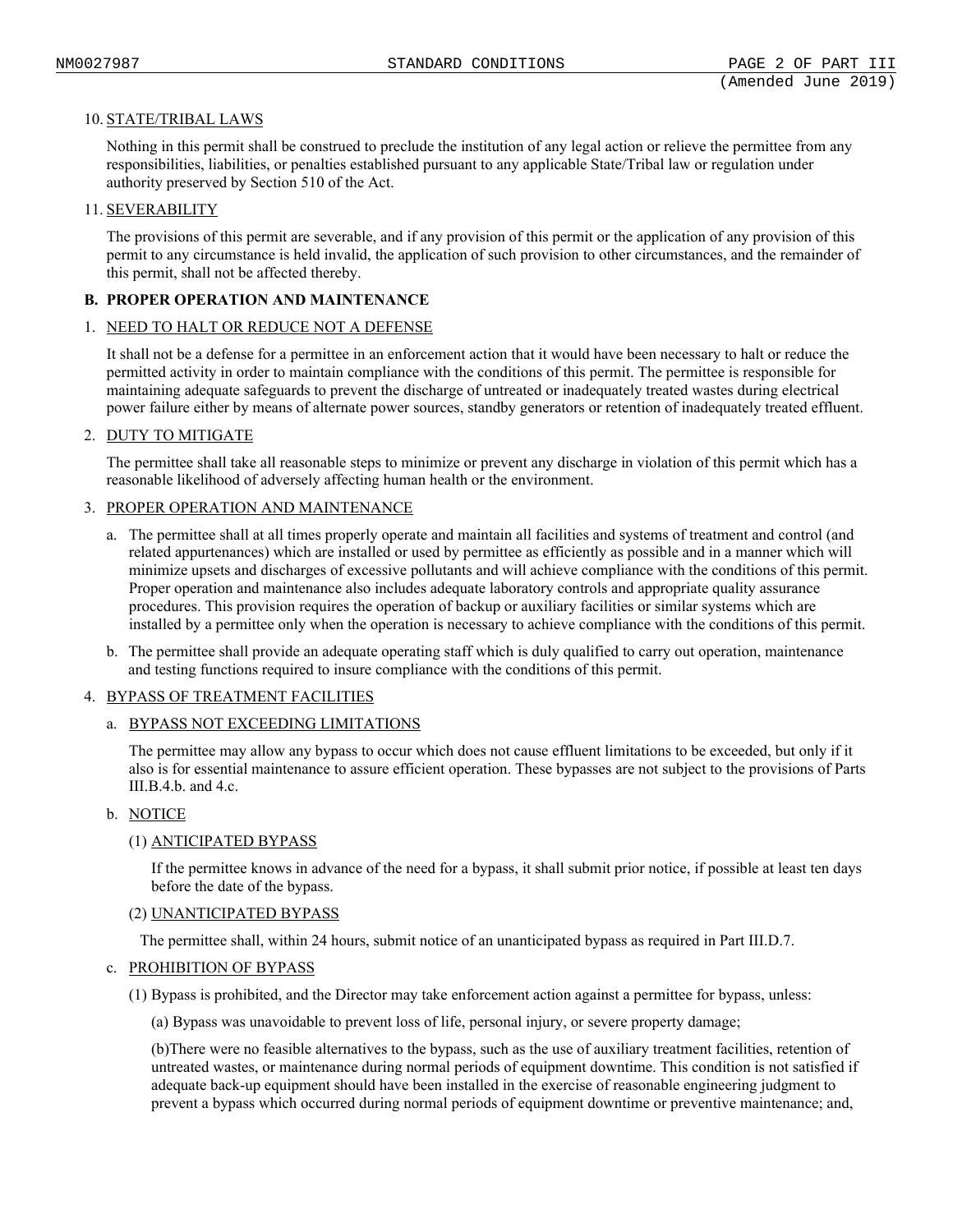10. STATE/TRIBAL LAWS

    Nothing in this permit shall be construed to preclude the institution of any legal action or relieve the permittee from any responsibilities, liabilities, or penalties established pursuant to any applicable State/Tribal law or regulation under authority preserved by Section 510 of the Act.

11. SEVERABILITY

    The provisions of this permit are severable, and if any provision of this permit or the application of any provision of this permit to any circumstance is held invalid, the application of such provision to other circumstances, and the remainder of this permit, shall not be affected thereby.

**B. PROPER OPERATION AND MAINTENANCE**

1. NEED TO HALT OR REDUCE NOT A DEFENSE

   It shall not be a defense for a permittee in an enforcement action that it would have been necessary to halt or reduce the permitted activity in order to maintain compliance with the conditions of this permit. The permittee is responsible for maintaining adequate safeguards to prevent the discharge of untreated or inadequately treated wastes during electrical power failure either by means of alternate power sources, standby generators or retention of inadequately treated effluent.

2. DUTY TO MITIGATE

   The permittee shall take all reasonable steps to minimize or prevent any discharge in violation of this permit which has a reasonable likelihood of adversely affecting human health or the environment.

3. PROPER OPERATION AND MAINTENANCE

   a. The permittee shall at all times properly operate and maintain all facilities and systems of treatment and control (and related appurtenances) which are installed or used by permittee as efficiently as possible and in a manner which will minimize upsets and discharges of excessive pollutants and will achieve compliance with the conditions of this permit. Proper operation and maintenance also includes adequate laboratory controls and appropriate quality assurance procedures. This provision requires the operation of backup or auxiliary facilities or similar systems which are installed by a permittee only when the operation is necessary to achieve compliance with the conditions of this permit.

   b. The permittee shall provide an adequate operating staff which is duly qualified to carry out operation, maintenance and testing functions required to insure compliance with the conditions of this permit.

4. BYPASS OF TREATMENT FACILITIES

   a. BYPASS NOT EXCEEDING LIMITATIONS

      The permittee may allow any bypass to occur which does not cause effluent limitations to be exceeded, but only if it also is for essential maintenance to assure efficient operation. These bypasses are not subject to the provisions of Parts III.B.4.b. and 4.c.

   b. NOTICE

      (1) ANTICIPATED BYPASS

      If the permittee knows in advance of the need for a bypass, it shall submit prior notice, if possible at least ten days before the date of the bypass.

      (2) UNANTICIPATED BYPASS

      The permittee shall, within 24 hours, submit notice of an unanticipated bypass as required in Part III.D.7.

   c. PROHIBITION OF BYPASS

      (1) Bypass is prohibited, and the Director may take enforcement action against a permittee for bypass, unless:

      (a) Bypass was unavoidable to prevent loss of life, personal injury, or severe property damage;

      (b)There were no feasible alternatives to the bypass, such as the use of auxiliary treatment facilities, retention of untreated wastes, or maintenance during normal periods of equipment downtime. This condition is not satisfied if adequate back-up equipment should have been installed in the exercise of reasonable engineering judgment to prevent a bypass which occurred during normal periods of equipment downtime or preventive maintenance; and,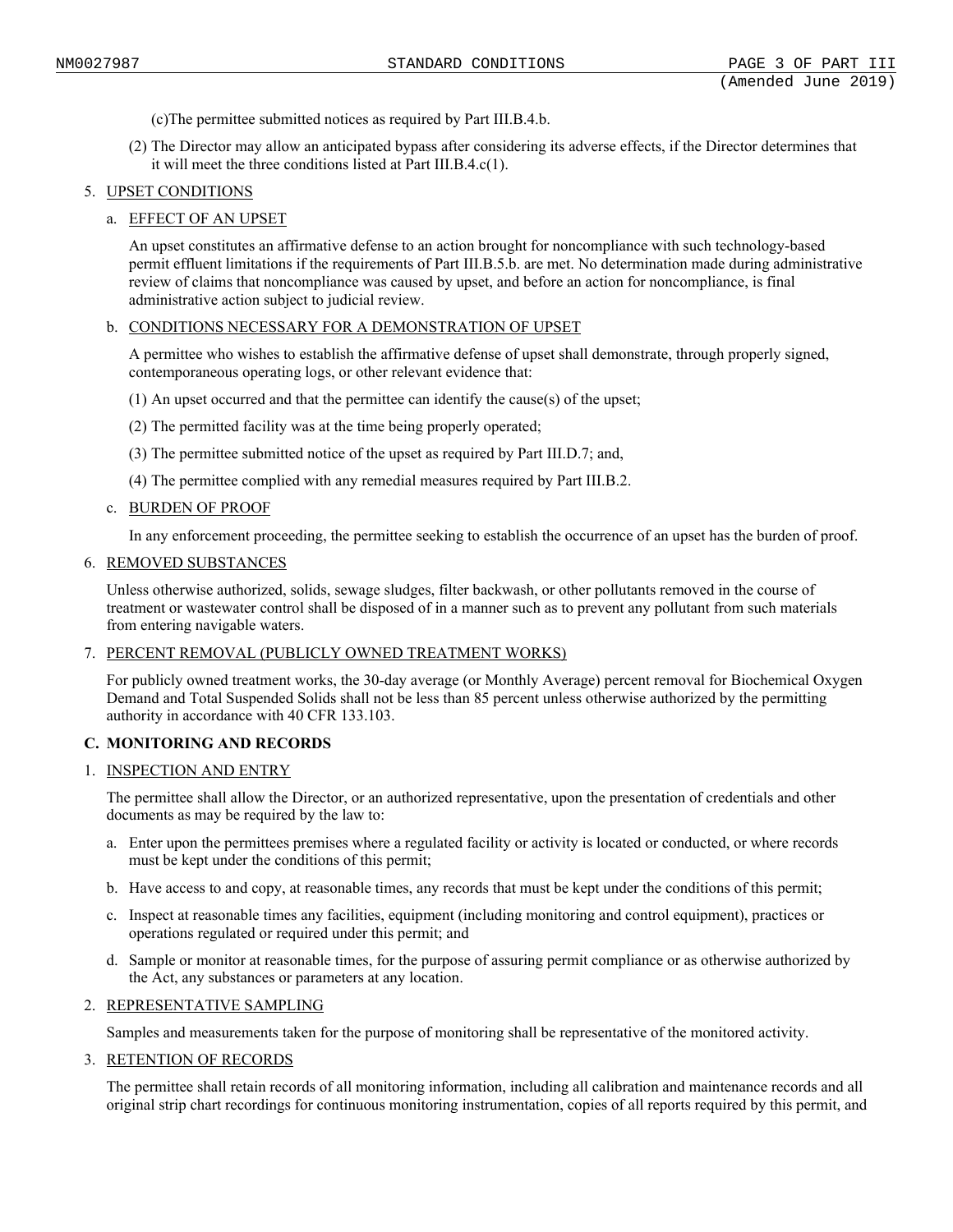(c)The permittee submitted notices as required by Part III.B.4.b.

(2) The Director may allow an anticipated bypass after considering its adverse effects, if the Director determines that it will meet the three conditions listed at Part III.B.4.c(1).

5. UPSET CONDITIONS

a. EFFECT OF AN UPSET

An upset constitutes an affirmative defense to an action brought for noncompliance with such technology-based permit effluent limitations if the requirements of Part III.B.5.b. are met. No determination made during administrative review of claims that noncompliance was caused by upset, and before an action for noncompliance, is final administrative action subject to judicial review.

b. CONDITIONS NECESSARY FOR A DEMONSTRATION OF UPSET

A permittee who wishes to establish the affirmative defense of upset shall demonstrate, through properly signed, contemporaneous operating logs, or other relevant evidence that:

(1) An upset occurred and that the permittee can identify the cause(s) of the upset;

(2) The permitted facility was at the time being properly operated;

(3) The permittee submitted notice of the upset as required by Part III.D.7; and,

(4) The permittee complied with any remedial measures required by Part III.B.2.

c. BURDEN OF PROOF

In any enforcement proceeding, the permittee seeking to establish the occurrence of an upset has the burden of proof.

6. REMOVED SUBSTANCES

Unless otherwise authorized, solids, sewage sludges, filter backwash, or other pollutants removed in the course of treatment or wastewater control shall be disposed of in a manner such as to prevent any pollutant from such materials from entering navigable waters.

7. PERCENT REMOVAL (PUBLICLY OWNED TREATMENT WORKS)

For publicly owned treatment works, the 30-day average (or Monthly Average) percent removal for Biochemical Oxygen Demand and Total Suspended Solids shall not be less than 85 percent unless otherwise authorized by the permitting authority in accordance with 40 CFR 133.103.

**C. MONITORING AND RECORDS**

1. INSPECTION AND ENTRY

The permittee shall allow the Director, or an authorized representative, upon the presentation of credentials and other documents as may be required by the law to:

a. Enter upon the permittees premises where a regulated facility or activity is located or conducted, or where records must be kept under the conditions of this permit;

b. Have access to and copy, at reasonable times, any records that must be kept under the conditions of this permit;

c. Inspect at reasonable times any facilities, equipment (including monitoring and control equipment), practices or operations regulated or required under this permit; and

d. Sample or monitor at reasonable times, for the purpose of assuring permit compliance or as otherwise authorized by the Act, any substances or parameters at any location.

2. REPRESENTATIVE SAMPLING

Samples and measurements taken for the purpose of monitoring shall be representative of the monitored activity.

3. RETENTION OF RECORDS

The permittee shall retain records of all monitoring information, including all calibration and maintenance records and all original strip chart recordings for continuous monitoring instrumentation, copies of all reports required by this permit, and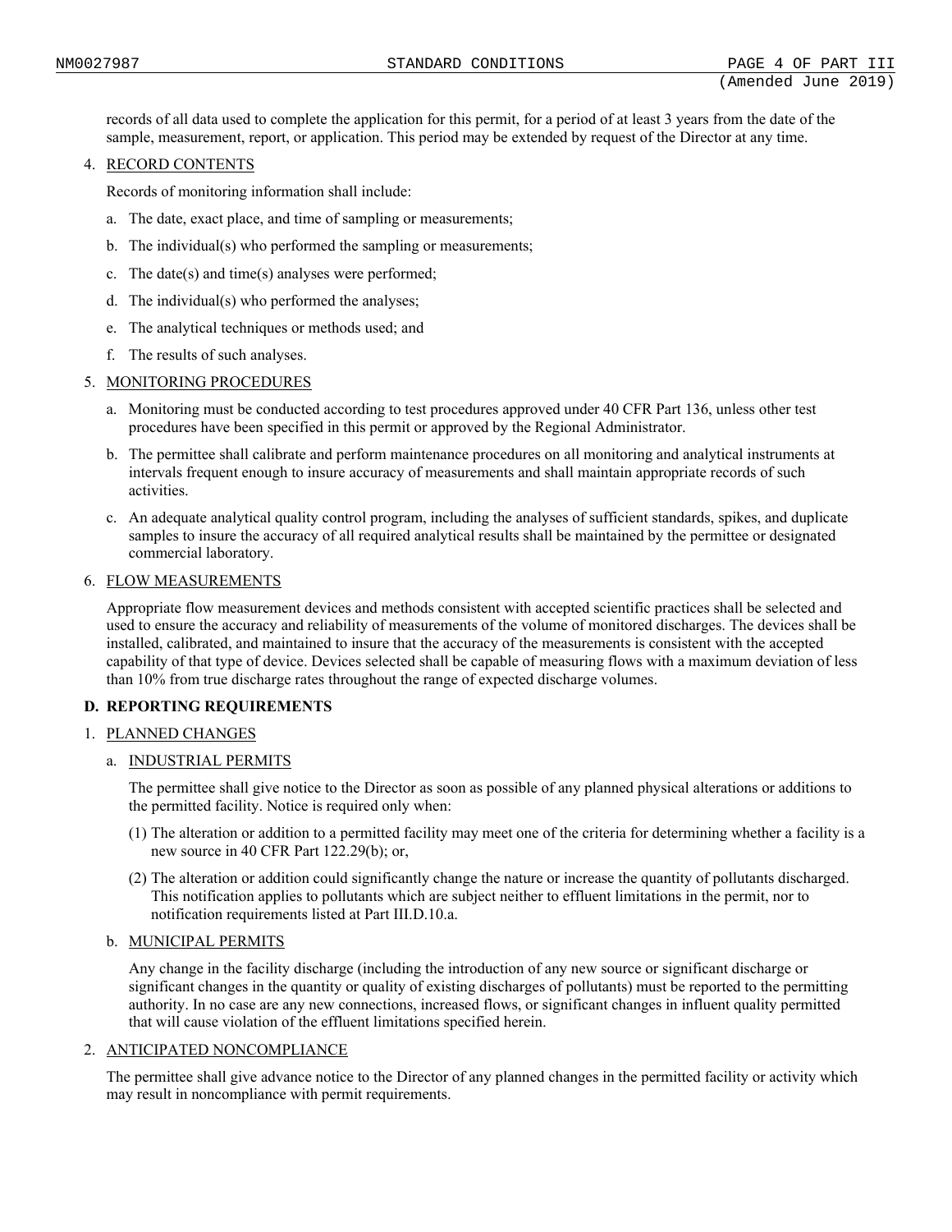records of all data used to complete the application for this permit, for a period of at least 3 years from the date of the sample, measurement, report, or application. This period may be extended by request of the Director at any time.

4. RECORD CONTENTS

   Records of monitoring information shall include:

   a. The date, exact place, and time of sampling or measurements;

   b. The individual(s) who performed the sampling or measurements;

   c. The date(s) and time(s) analyses were performed;

   d. The individual(s) who performed the analyses;

   e. The analytical techniques or methods used; and

   f. The results of such analyses.

5. MONITORING PROCEDURES

   a. Monitoring must be conducted according to test procedures approved under 40 CFR Part 136, unless other test procedures have been specified in this permit or approved by the Regional Administrator.

   b. The permittee shall calibrate and perform maintenance procedures on all monitoring and analytical instruments at intervals frequent enough to insure accuracy of measurements and shall maintain appropriate records of such activities.

   c. An adequate analytical quality control program, including the analyses of sufficient standards, spikes, and duplicate samples to insure the accuracy of all required analytical results shall be maintained by the permittee or designated commercial laboratory.

6. FLOW MEASUREMENTS

   Appropriate flow measurement devices and methods consistent with accepted scientific practices shall be selected and used to ensure the accuracy and reliability of measurements of the volume of monitored discharges. The devices shall be installed, calibrated, and maintained to insure that the accuracy of the measurements is consistent with the accepted capability of that type of device. Devices selected shall be capable of measuring flows with a maximum deviation of less than 10% from true discharge rates throughout the range of expected discharge volumes.

## D. REPORTING REQUIREMENTS

1. PLANNED CHANGES

   a. INDUSTRIAL PERMITS

      The permittee shall give notice to the Director as soon as possible of any planned physical alterations or additions to the permitted facility. Notice is required only when:

      (1) The alteration or addition to a permitted facility may meet one of the criteria for determining whether a facility is a new source in 40 CFR Part 122.29(b); or,

      (2) The alteration or addition could significantly change the nature or increase the quantity of pollutants discharged. This notification applies to pollutants which are subject neither to effluent limitations in the permit, nor to notification requirements listed at Part III.D.10.a.

   b. MUNICIPAL PERMITS

      Any change in the facility discharge (including the introduction of any new source or significant discharge or significant changes in the quantity or quality of existing discharges of pollutants) must be reported to the permitting authority. In no case are any new connections, increased flows, or significant changes in influent quality permitted that will cause violation of the effluent limitations specified herein.

2. ANTICIPATED NONCOMPLIANCE

   The permittee shall give advance notice to the Director of any planned changes in the permitted facility or activity which may result in noncompliance with permit requirements.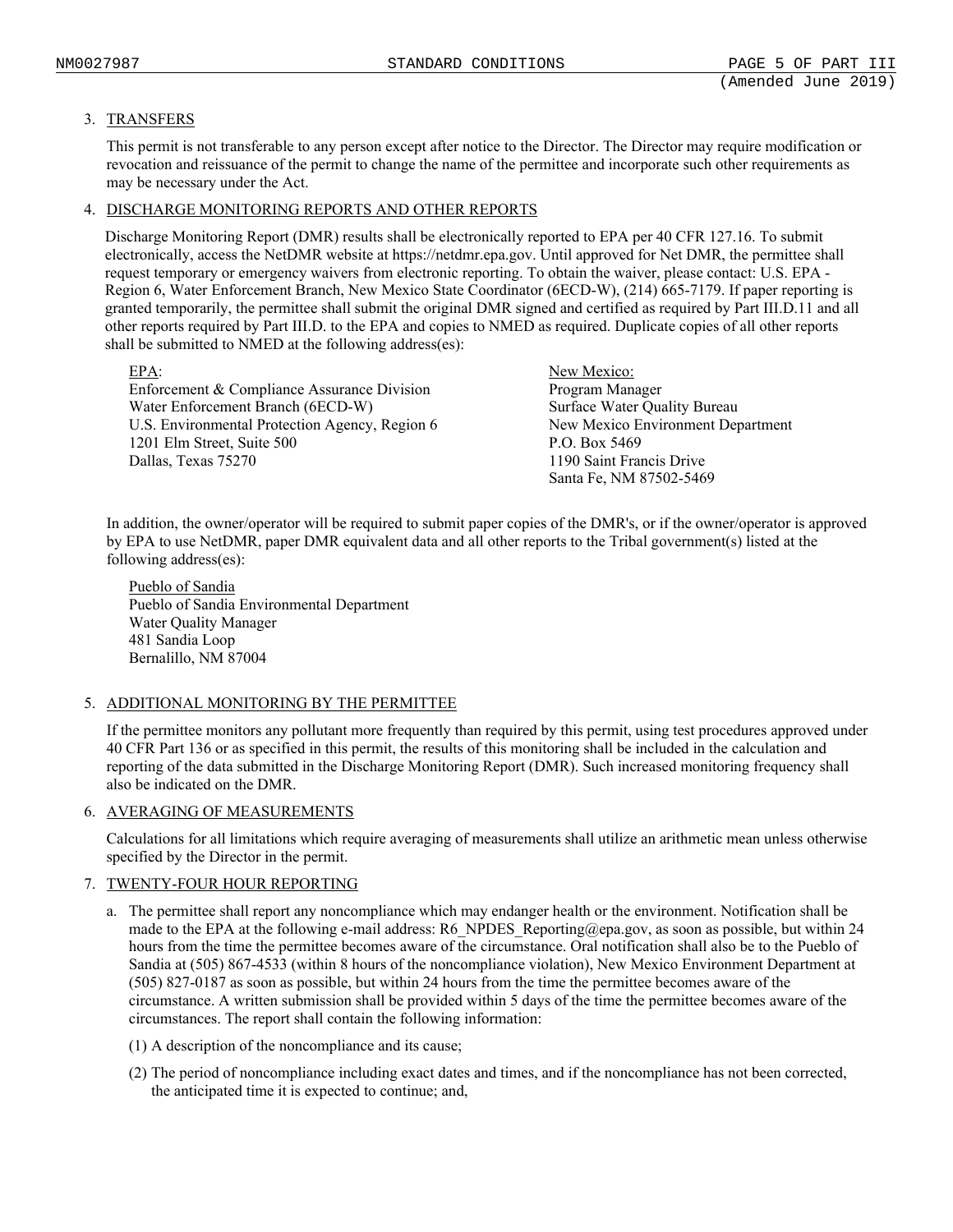3. TRANSFERS

   This permit is not transferable to any person except after notice to the Director. The Director may require modification or revocation and reissuance of the permit to change the name of the permittee and incorporate such other requirements as may be necessary under the Act.

4. DISCHARGE MONITORING REPORTS AND OTHER REPORTS

   Discharge Monitoring Report (DMR) results shall be electronically reported to EPA per 40 CFR 127.16. To submit electronically, access the NetDMR website at https://netdmr.epa.gov. Until approved for Net DMR, the permittee shall request temporary or emergency waivers from electronic reporting. To obtain the waiver, please contact: U.S. EPA - Region 6, Water Enforcement Branch, New Mexico State Coordinator (6ECD-W), (214) 665-7179. If paper reporting is granted temporarily, the permittee shall submit the original DMR signed and certified as required by Part III.D.11 and all other reports required by Part III.D. to the EPA and copies to NMED as required. Duplicate copies of all other reports shall be submitted to NMED at the following address(es):

   EPA:
   Enforcement & Compliance Assurance Division
   Water Enforcement Branch (6ECD-W)
   U.S. Environmental Protection Agency, Region 6
   1201 Elm Street, Suite 500
   Dallas, Texas 75270

   New Mexico:
   Program Manager
   Surface Water Quality Bureau
   New Mexico Environment Department
   P.O. Box 5469
   1190 Saint Francis Drive
   Santa Fe, NM 87502-5469

   In addition, the owner/operator will be required to submit paper copies of the DMR's, or if the owner/operator is approved by EPA to use NetDMR, paper DMR equivalent data and all other reports to the Tribal government(s) listed at the following address(es):

   Pueblo of Sandia
   Pueblo of Sandia Environmental Department
   Water Quality Manager
   481 Sandia Loop
   Bernalillo, NM 87004

5. ADDITIONAL MONITORING BY THE PERMITTEE

   If the permittee monitors any pollutant more frequently than required by this permit, using test procedures approved under 40 CFR Part 136 or as specified in this permit, the results of this monitoring shall be included in the calculation and reporting of the data submitted in the Discharge Monitoring Report (DMR). Such increased monitoring frequency shall also be indicated on the DMR.

6. AVERAGING OF MEASUREMENTS

   Calculations for all limitations which require averaging of measurements shall utilize an arithmetic mean unless otherwise specified by the Director in the permit.

7. TWENTY-FOUR HOUR REPORTING

   a. The permittee shall report any noncompliance which may endanger health or the environment. Notification shall be made to the EPA at the following e-mail address: R6_NPDES_Reporting@epa.gov, as soon as possible, but within 24 hours from the time the permittee becomes aware of the circumstance. Oral notification shall also be to the Pueblo of Sandia at (505) 867-4533 (within 8 hours of the noncompliance violation), New Mexico Environment Department at (505) 827-0187 as soon as possible, but within 24 hours from the time the permittee becomes aware of the circumstance. A written submission shall be provided within 5 days of the time the permittee becomes aware of the circumstances. The report shall contain the following information:

      (1) A description of the noncompliance and its cause;

      (2) The period of noncompliance including exact dates and times, and if the noncompliance has not been corrected, the anticipated time it is expected to continue; and,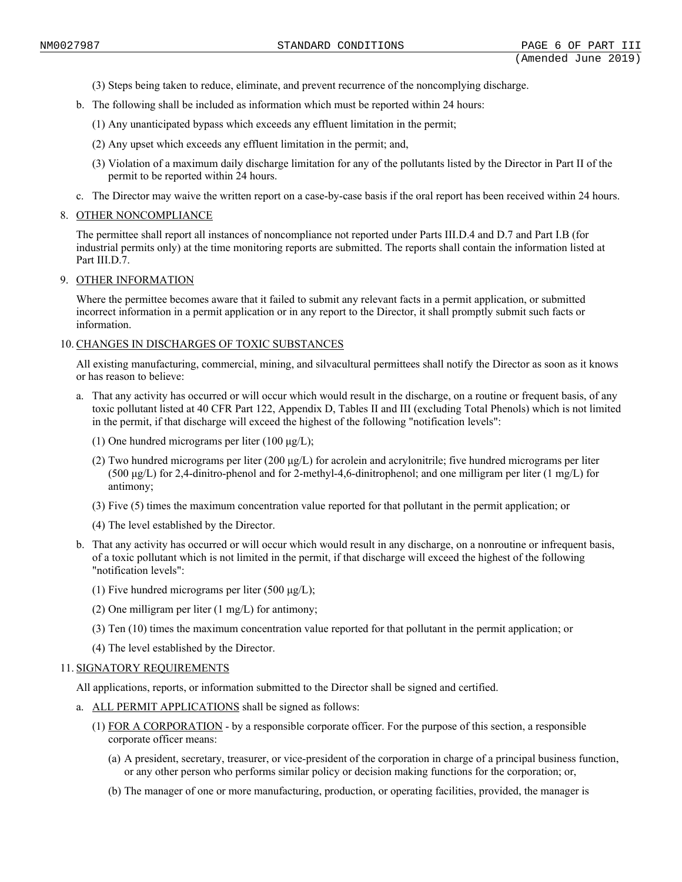(3) Steps being taken to reduce, eliminate, and prevent recurrence of the noncomplying discharge.

b. The following shall be included as information which must be reported within 24 hours:

   (1) Any unanticipated bypass which exceeds any effluent limitation in the permit;

   (2) Any upset which exceeds any effluent limitation in the permit; and,

   (3) Violation of a maximum daily discharge limitation for any of the pollutants listed by the Director in Part II of the permit to be reported within 24 hours.

c. The Director may waive the written report on a case-by-case basis if the oral report has been received within 24 hours.

8. OTHER NONCOMPLIANCE

The permittee shall report all instances of noncompliance not reported under Parts III.D.4 and D.7 and Part I.B (for industrial permits only) at the time monitoring reports are submitted. The reports shall contain the information listed at Part III.D.7.

9. OTHER INFORMATION

Where the permittee becomes aware that it failed to submit any relevant facts in a permit application, or submitted incorrect information in a permit application or in any report to the Director, it shall promptly submit such facts or information.

10. CHANGES IN DISCHARGES OF TOXIC SUBSTANCES

All existing manufacturing, commercial, mining, and silvacultural permittees shall notify the Director as soon as it knows or has reason to believe:

a. That any activity has occurred or will occur which would result in the discharge, on a routine or frequent basis, of any toxic pollutant listed at 40 CFR Part 122, Appendix D, Tables II and III (excluding Total Phenols) which is not limited in the permit, if that discharge will exceed the highest of the following "notification levels":

   (1) One hundred micrograms per liter (100 μg/L);

   (2) Two hundred micrograms per liter (200 μg/L) for acrolein and acrylonitrile; five hundred micrograms per liter (500 μg/L) for 2,4-dinitro-phenol and for 2-methyl-4,6-dinitrophenol; and one milligram per liter (1 mg/L) for antimony;

   (3) Five (5) times the maximum concentration value reported for that pollutant in the permit application; or

   (4) The level established by the Director.

b. That any activity has occurred or will occur which would result in any discharge, on a nonroutine or infrequent basis, of a toxic pollutant which is not limited in the permit, if that discharge will exceed the highest of the following "notification levels":

   (1) Five hundred micrograms per liter (500 μg/L);

   (2) One milligram per liter (1 mg/L) for antimony;

   (3) Ten (10) times the maximum concentration value reported for that pollutant in the permit application; or

   (4) The level established by the Director.

11. SIGNATORY REQUIREMENTS

All applications, reports, or information submitted to the Director shall be signed and certified.

a. ALL PERMIT APPLICATIONS shall be signed as follows:

   (1) FOR A CORPORATION - by a responsible corporate officer. For the purpose of this section, a responsible corporate officer means:

      (a) A president, secretary, treasurer, or vice-president of the corporation in charge of a principal business function, or any other person who performs similar policy or decision making functions for the corporation; or,

      (b) The manager of one or more manufacturing, production, or operating facilities, provided, the manager is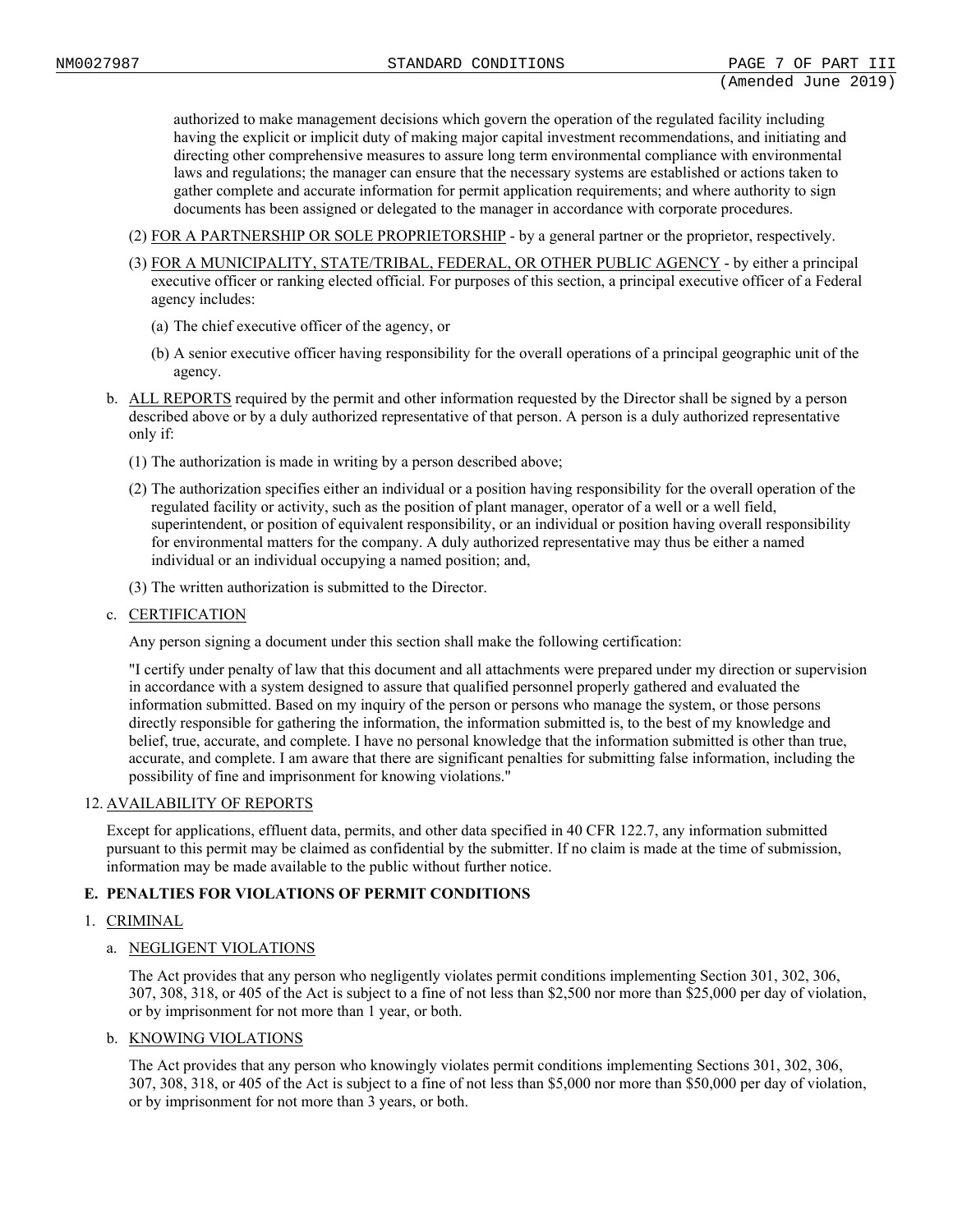authorized to make management decisions which govern the operation of the regulated facility including having the explicit or implicit duty of making major capital investment recommendations, and initiating and directing other comprehensive measures to assure long term environmental compliance with environmental laws and regulations; the manager can ensure that the necessary systems are established or actions taken to gather complete and accurate information for permit application requirements; and where authority to sign documents has been assigned or delegated to the manager in accordance with corporate procedures.

(2) FOR A PARTNERSHIP OR SOLE PROPRIETORSHIP - by a general partner or the proprietor, respectively.

(3) FOR A MUNICIPALITY, STATE/TRIBAL, FEDERAL, OR OTHER PUBLIC AGENCY - by either a principal executive officer or ranking elected official. For purposes of this section, a principal executive officer of a Federal agency includes:

(a) The chief executive officer of the agency, or

(b) A senior executive officer having responsibility for the overall operations of a principal geographic unit of the agency.

b. ALL REPORTS required by the permit and other information requested by the Director shall be signed by a person described above or by a duly authorized representative of that person. A person is a duly authorized representative only if:

(1) The authorization is made in writing by a person described above;

(2) The authorization specifies either an individual or a position having responsibility for the overall operation of the regulated facility or activity, such as the position of plant manager, operator of a well or a well field, superintendent, or position of equivalent responsibility, or an individual or position having overall responsibility for environmental matters for the company. A duly authorized representative may thus be either a named individual or an individual occupying a named position; and,

(3) The written authorization is submitted to the Director.

c. CERTIFICATION

Any person signing a document under this section shall make the following certification:

"I certify under penalty of law that this document and all attachments were prepared under my direction or supervision in accordance with a system designed to assure that qualified personnel properly gathered and evaluated the information submitted. Based on my inquiry of the person or persons who manage the system, or those persons directly responsible for gathering the information, the information submitted is, to the best of my knowledge and belief, true, accurate, and complete. I have no personal knowledge that the information submitted is other than true, accurate, and complete. I am aware that there are significant penalties for submitting false information, including the possibility of fine and imprisonment for knowing violations."

12. AVAILABILITY OF REPORTS

Except for applications, effluent data, permits, and other data specified in 40 CFR 122.7, any information submitted pursuant to this permit may be claimed as confidential by the submitter. If no claim is made at the time of submission, information may be made available to the public without further notice.

## E. PENALTIES FOR VIOLATIONS OF PERMIT CONDITIONS

1. CRIMINAL

a. NEGLIGENT VIOLATIONS

The Act provides that any person who negligently violates permit conditions implementing Section 301, 302, 306, 307, 308, 318, or 405 of the Act is subject to a fine of not less than $2,500 nor more than $25,000 per day of violation, or by imprisonment for not more than 1 year, or both.

b. KNOWING VIOLATIONS

The Act provides that any person who knowingly violates permit conditions implementing Sections 301, 302, 306, 307, 308, 318, or 405 of the Act is subject to a fine of not less than $5,000 nor more than $50,000 per day of violation, or by imprisonment for not more than 3 years, or both.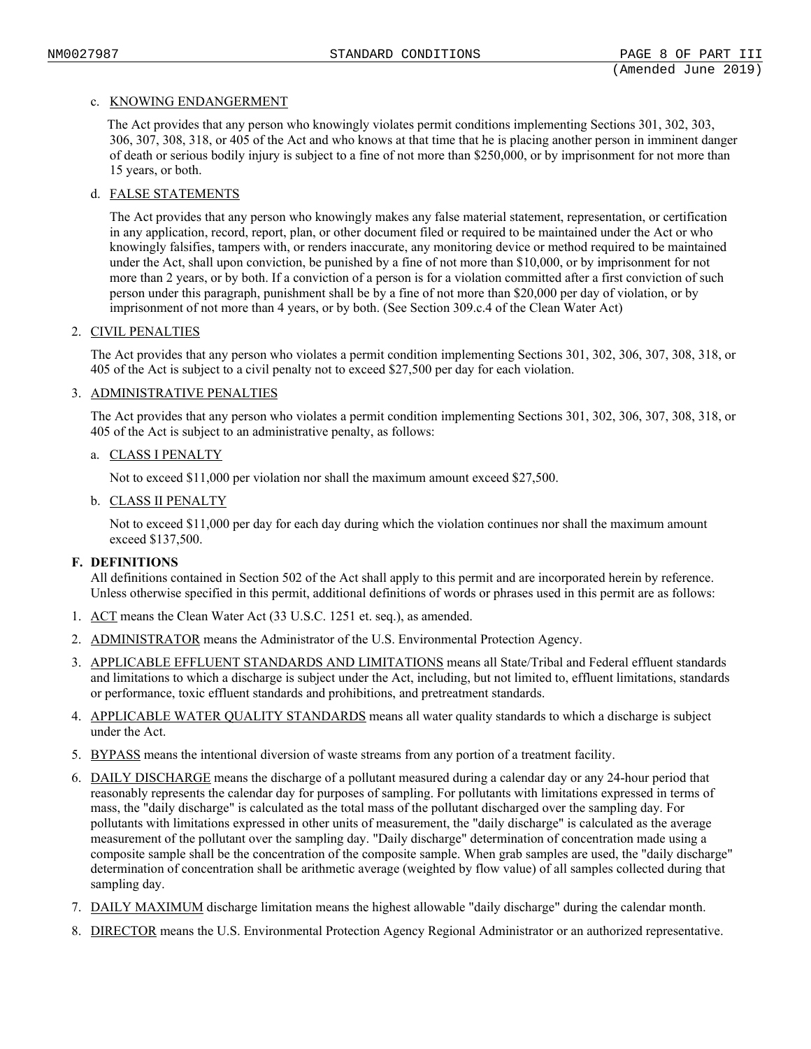c. KNOWING ENDANGERMENT

The Act provides that any person who knowingly violates permit conditions implementing Sections 301, 302, 303, 306, 307, 308, 318, or 405 of the Act and who knows at that time that he is placing another person in imminent danger of death or serious bodily injury is subject to a fine of not more than $250,000, or by imprisonment for not more than 15 years, or both.

d. FALSE STATEMENTS

The Act provides that any person who knowingly makes any false material statement, representation, or certification in any application, record, report, plan, or other document filed or required to be maintained under the Act or who knowingly falsifies, tampers with, or renders inaccurate, any monitoring device or method required to be maintained under the Act, shall upon conviction, be punished by a fine of not more than $10,000, or by imprisonment for not more than 2 years, or by both. If a conviction of a person is for a violation committed after a first conviction of such person under this paragraph, punishment shall be by a fine of not more than $20,000 per day of violation, or by imprisonment of not more than 4 years, or by both. (See Section 309.c.4 of the Clean Water Act)

2. CIVIL PENALTIES

The Act provides that any person who violates a permit condition implementing Sections 301, 302, 306, 307, 308, 318, or 405 of the Act is subject to a civil penalty not to exceed $27,500 per day for each violation.

3. ADMINISTRATIVE PENALTIES

The Act provides that any person who violates a permit condition implementing Sections 301, 302, 306, 307, 308, 318, or 405 of the Act is subject to an administrative penalty, as follows:

a. CLASS I PENALTY

Not to exceed $11,000 per violation nor shall the maximum amount exceed $27,500.

b. CLASS II PENALTY

Not to exceed $11,000 per day for each day during which the violation continues nor shall the maximum amount exceed $137,500.

**F. DEFINITIONS**

All definitions contained in Section 502 of the Act shall apply to this permit and are incorporated herein by reference. Unless otherwise specified in this permit, additional definitions of words or phrases used in this permit are as follows:

1. ACT means the Clean Water Act (33 U.S.C. 1251 et. seq.), as amended.
2. ADMINISTRATOR means the Administrator of the U.S. Environmental Protection Agency.
3. APPLICABLE EFFLUENT STANDARDS AND LIMITATIONS means all State/Tribal and Federal effluent standards and limitations to which a discharge is subject under the Act, including, but not limited to, effluent limitations, standards or performance, toxic effluent standards and prohibitions, and pretreatment standards.
4. APPLICABLE WATER QUALITY STANDARDS means all water quality standards to which a discharge is subject under the Act.
5. BYPASS means the intentional diversion of waste streams from any portion of a treatment facility.
6. DAILY DISCHARGE means the discharge of a pollutant measured during a calendar day or any 24-hour period that reasonably represents the calendar day for purposes of sampling. For pollutants with limitations expressed in terms of mass, the "daily discharge" is calculated as the total mass of the pollutant discharged over the sampling day. For pollutants with limitations expressed in other units of measurement, the "daily discharge" is calculated as the average measurement of the pollutant over the sampling day. "Daily discharge" determination of concentration made using a composite sample shall be the concentration of the composite sample. When grab samples are used, the "daily discharge" determination of concentration shall be arithmetic average (weighted by flow value) of all samples collected during that sampling day.
7. DAILY MAXIMUM discharge limitation means the highest allowable "daily discharge" during the calendar month.
8. DIRECTOR means the U.S. Environmental Protection Agency Regional Administrator or an authorized representative.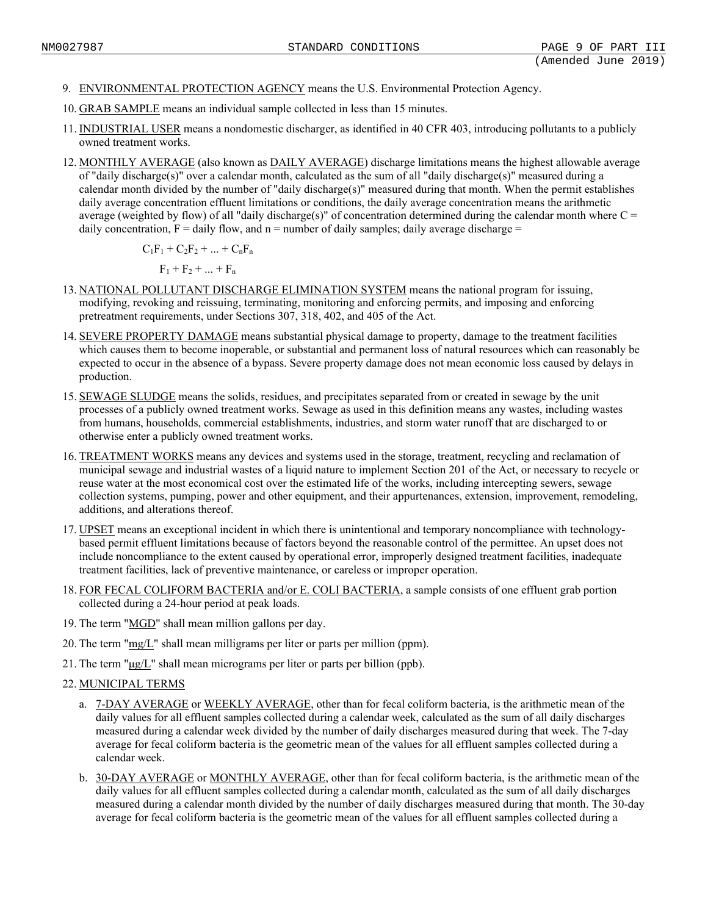9. ENVIRONMENTAL PROTECTION AGENCY means the U.S. Environmental Protection Agency.
10. GRAB SAMPLE means an individual sample collected in less than 15 minutes.
11. INDUSTRIAL USER means a nondomestic discharger, as identified in 40 CFR 403, introducing pollutants to a publicly owned treatment works.
12. MONTHLY AVERAGE (also known as DAILY AVERAGE) discharge limitations means the highest allowable average of "daily discharge(s)" over a calendar month, calculated as the sum of all "daily discharge(s)" measured during a calendar month divided by the number of "daily discharge(s)" measured during that month. When the permit establishes daily average concentration effluent limitations or conditions, the daily average concentration means the arithmetic average (weighted by flow) of all "daily discharge(s)" of concentration determined during the calendar month where C = daily concentration, F = daily flow, and n = number of daily samples; daily average discharge =

$$\frac{C_1F_1 + C_2F_2 + ... + C_nF_n}{F_1 + F_2 + ... + F_n}$$

13. NATIONAL POLLUTANT DISCHARGE ELIMINATION SYSTEM means the national program for issuing, modifying, revoking and reissuing, terminating, monitoring and enforcing permits, and imposing and enforcing pretreatment requirements, under Sections 307, 318, 402, and 405 of the Act.
14. SEVERE PROPERTY DAMAGE means substantial physical damage to property, damage to the treatment facilities which causes them to become inoperable, or substantial and permanent loss of natural resources which can reasonably be expected to occur in the absence of a bypass. Severe property damage does not mean economic loss caused by delays in production.
15. SEWAGE SLUDGE means the solids, residues, and precipitates separated from or created in sewage by the unit processes of a publicly owned treatment works. Sewage as used in this definition means any wastes, including wastes from humans, households, commercial establishments, industries, and storm water runoff that are discharged to or otherwise enter a publicly owned treatment works.
16. TREATMENT WORKS means any devices and systems used in the storage, treatment, recycling and reclamation of municipal sewage and industrial wastes of a liquid nature to implement Section 201 of the Act, or necessary to recycle or reuse water at the most economical cost over the estimated life of the works, including intercepting sewers, sewage collection systems, pumping, power and other equipment, and their appurtenances, extension, improvement, remodeling, additions, and alterations thereof.
17. UPSET means an exceptional incident in which there is unintentional and temporary noncompliance with technology-based permit effluent limitations because of factors beyond the reasonable control of the permittee. An upset does not include noncompliance to the extent caused by operational error, improperly designed treatment facilities, inadequate treatment facilities, lack of preventive maintenance, or careless or improper operation.
18. FOR FECAL COLIFORM BACTERIA and/or E. COLI BACTERIA, a sample consists of one effluent grab portion collected during a 24-hour period at peak loads.
19. The term "MGD" shall mean million gallons per day.
20. The term "mg/L" shall mean milligrams per liter or parts per million (ppm).
21. The term "µg/L" shall mean micrograms per liter or parts per billion (ppb).
22. MUNICIPAL TERMS
    a. 7-DAY AVERAGE or WEEKLY AVERAGE, other than for fecal coliform bacteria, is the arithmetic mean of the daily values for all effluent samples collected during a calendar week, calculated as the sum of all daily discharges measured during a calendar week divided by the number of daily discharges measured during that week. The 7-day average for fecal coliform bacteria is the geometric mean of the values for all effluent samples collected during a calendar week.
    b. 30-DAY AVERAGE or MONTHLY AVERAGE, other than for fecal coliform bacteria, is the arithmetic mean of the daily values for all effluent samples collected during a calendar month, calculated as the sum of all daily discharges measured during a calendar month divided by the number of daily discharges measured during that month. The 30-day average for fecal coliform bacteria is the geometric mean of the values for all effluent samples collected during a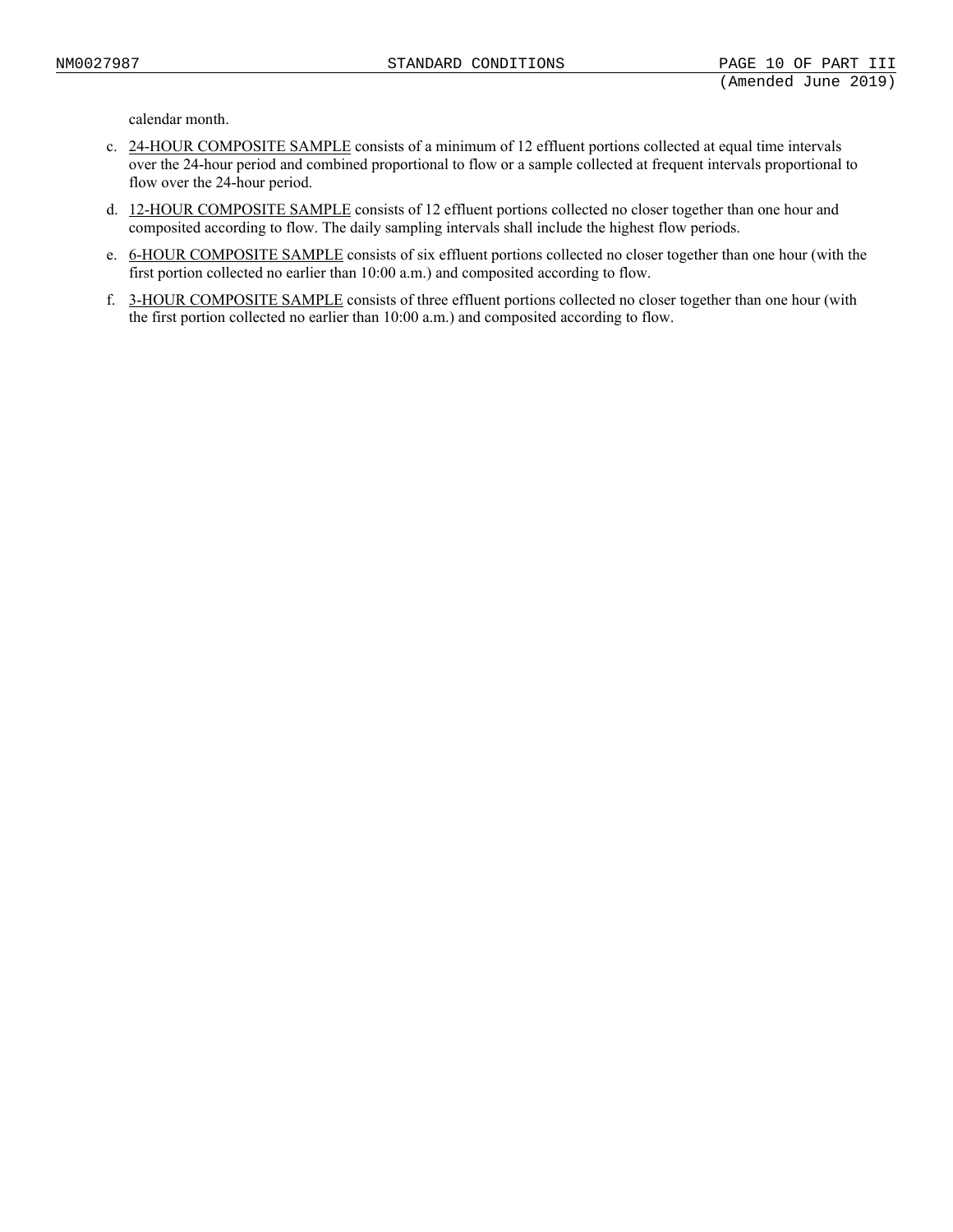calendar month.

c. <u>24-HOUR COMPOSITE SAMPLE</u> consists of a minimum of 12 effluent portions collected at equal time intervals over the 24-hour period and combined proportional to flow or a sample collected at frequent intervals proportional to flow over the 24-hour period.

d. <u>12-HOUR COMPOSITE SAMPLE</u> consists of 12 effluent portions collected no closer together than one hour and composited according to flow. The daily sampling intervals shall include the highest flow periods.

e. <u>6-HOUR COMPOSITE SAMPLE</u> consists of six effluent portions collected no closer together than one hour (with the first portion collected no earlier than 10:00 a.m.) and composited according to flow.

f. <u>3-HOUR COMPOSITE SAMPLE</u> consists of three effluent portions collected no closer together than one hour (with the first portion collected no earlier than 10:00 a.m.) and composited according to flow.